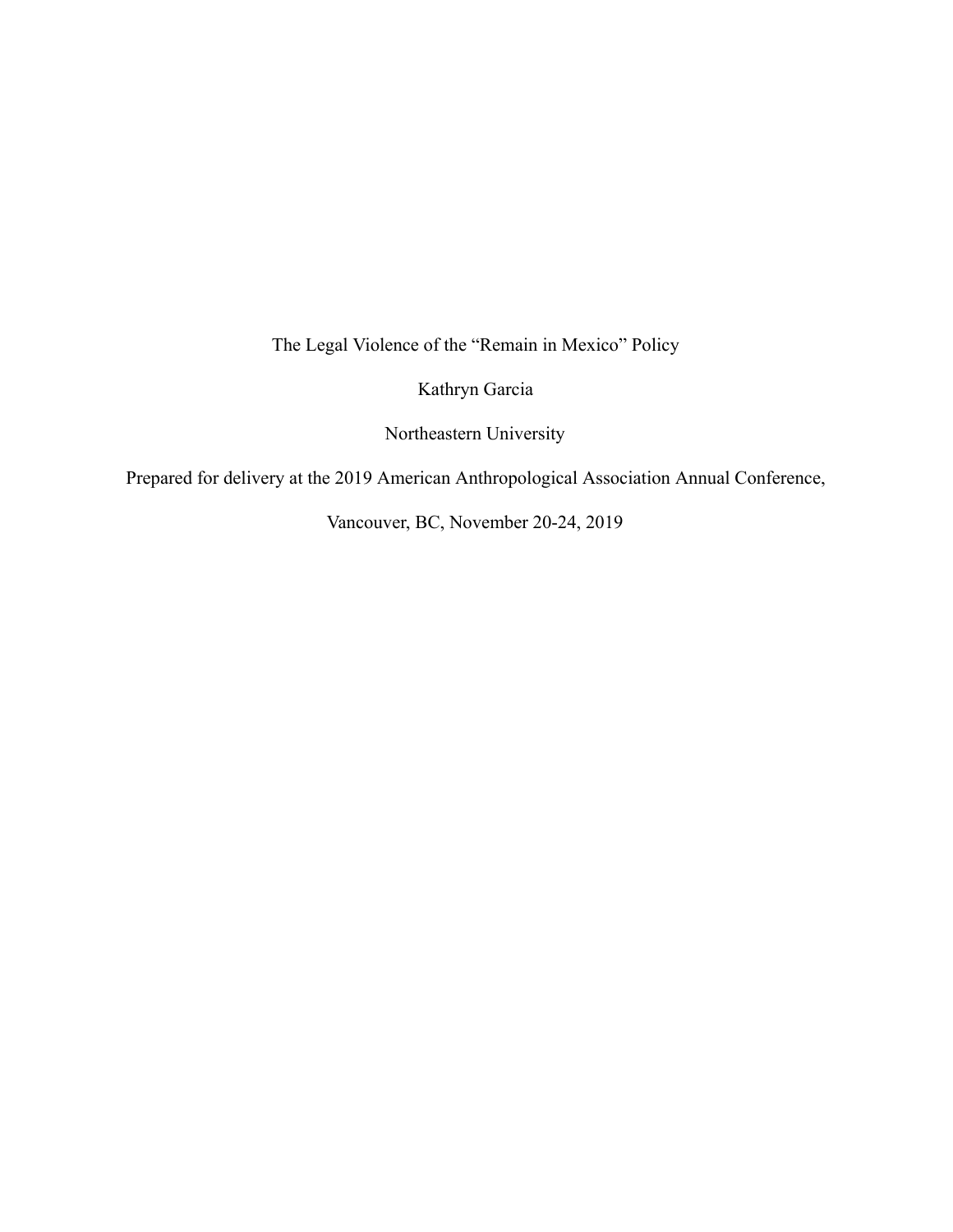# The Legal Violence of the "Remain in Mexico" Policy

Kathryn Garcia

Northeastern University

Prepared for delivery at the 2019 American Anthropological Association Annual Conference,

Vancouver, BC, November 20-24, 2019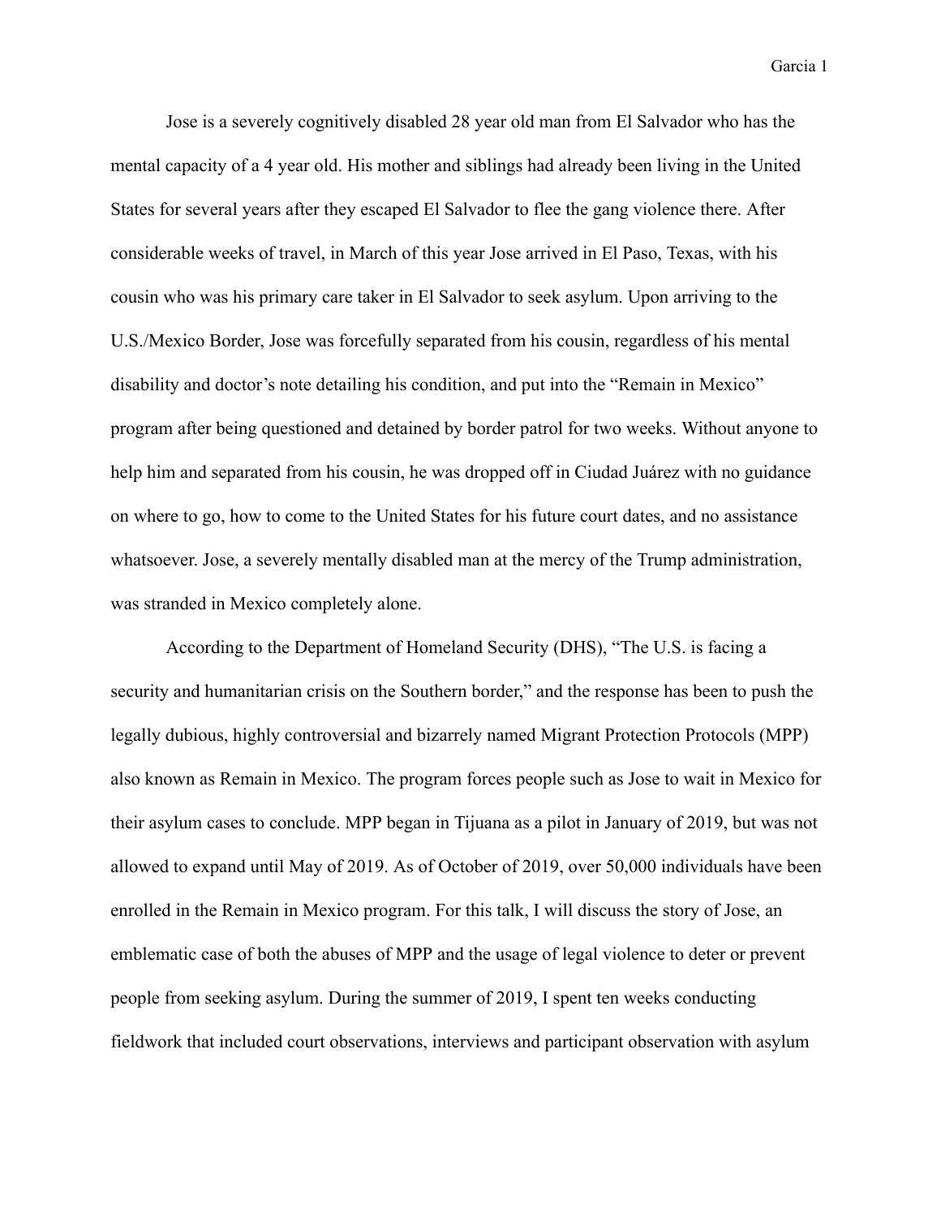Jose is a severely cognitively disabled 28 year old man from El Salvador who has the mental capacity of a 4 year old. His mother and siblings had already been living in the United States for several years after they escaped El Salvador to flee the gang violence there. After considerable weeks of travel, in March of this year Jose arrived in El Paso, Texas, with his cousin who was his primary care taker in El Salvador to seek asylum. Upon arriving to the U.S./Mexico Border, Jose was forcefully separated from his cousin, regardless of his mental disability and doctor's note detailing his condition, and put into the "Remain in Mexico" program after being questioned and detained by border patrol for two weeks. Without anyone to help him and separated from his cousin, he was dropped off in Ciudad Juárez with no guidance on where to go, how to come to the United States for his future court dates, and no assistance whatsoever. Jose, a severely mentally disabled man at the mercy of the Trump administration, was stranded in Mexico completely alone.

According to the Department of Homeland Security (DHS), "The U.S. is facing a security and humanitarian crisis on the Southern border," and the response has been to push the legally dubious, highly controversial and bizarrely named Migrant Protection Protocols (MPP) also known as Remain in Mexico. The program forces people such as Jose to wait in Mexico for their asylum cases to conclude. MPP began in Tijuana as a pilot in January of 2019, but was not allowed to expand until May of 2019. As of October of 2019, over 50,000 individuals have been enrolled in the Remain in Mexico program. For this talk, I will discuss the story of Jose, an emblematic case of both the abuses of MPP and the usage of legal violence to deter or prevent people from seeking asylum. During the summer of 2019, I spent ten weeks conducting fieldwork that included court observations, interviews and participant observation with asylum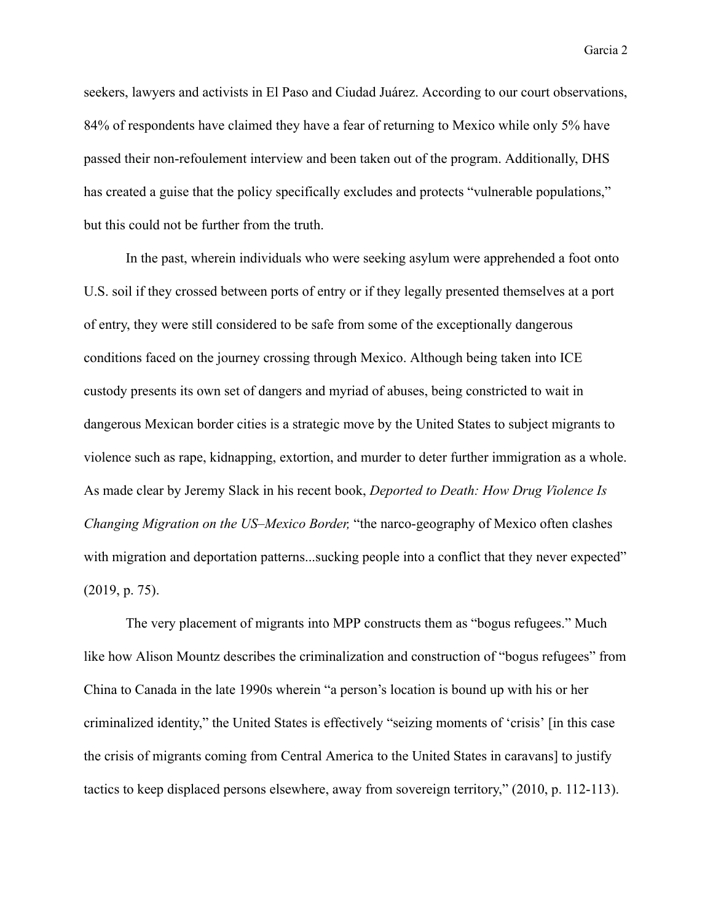seekers, lawyers and activists in El Paso and Ciudad Juárez. According to our court observations, 84% of respondents have claimed they have a fear of returning to Mexico while only 5% have passed their non-refoulement interview and been taken out of the program. Additionally, DHS has created a guise that the policy specifically excludes and protects "vulnerable populations," but this could not be further from the truth.

In the past, wherein individuals who were seeking asylum were apprehended a foot onto U.S. soil if they crossed between ports of entry or if they legally presented themselves at a port of entry, they were still considered to be safe from some of the exceptionally dangerous conditions faced on the journey crossing through Mexico. Although being taken into ICE custody presents its own set of dangers and myriad of abuses, being constricted to wait in dangerous Mexican border cities is a strategic move by the United States to subject migrants to violence such as rape, kidnapping, extortion, and murder to deter further immigration as a whole. As made clear by Jeremy Slack in his recent book, *Deported to Death: How Drug Violence Is Changing Migration on the US–Mexico Border,* "the narco-geography of Mexico often clashes with migration and deportation patterns...sucking people into a conflict that they never expected" (2019, p. 75).

The very placement of migrants into MPP constructs them as "bogus refugees." Much like how Alison Mountz describes the criminalization and construction of "bogus refugees" from China to Canada in the late 1990s wherein "a person's location is bound up with his or her criminalized identity," the United States is effectively "seizing moments of 'crisis' [in this case the crisis of migrants coming from Central America to the United States in caravans] to justify tactics to keep displaced persons elsewhere, away from sovereign territory," (2010, p. 112-113).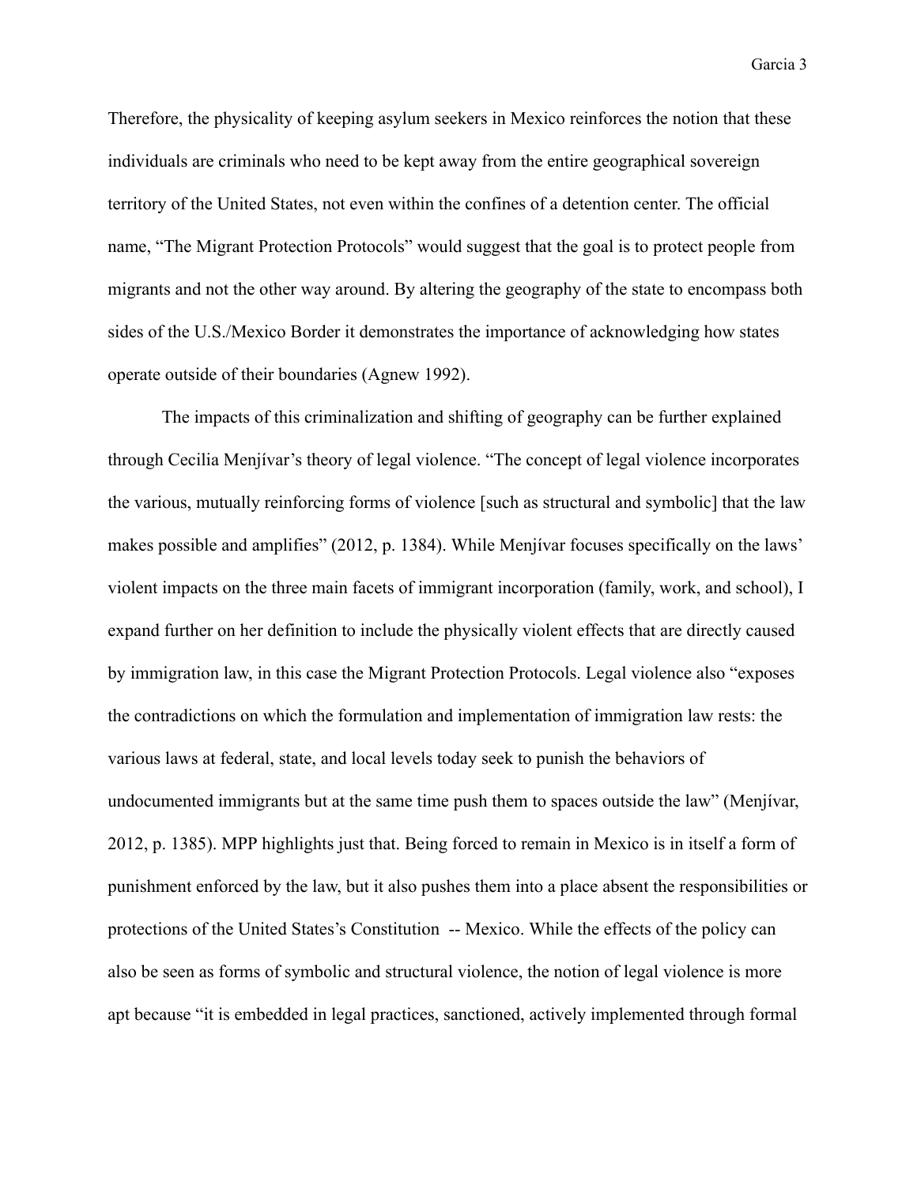Therefore, the physicality of keeping asylum seekers in Mexico reinforces the notion that these individuals are criminals who need to be kept away from the entire geographical sovereign territory of the United States, not even within the confines of a detention center. The official name, “The Migrant Protection Protocols” would suggest that the goal is to protect people from migrants and not the other way around. By altering the geography of the state to encompass both sides of the U.S./Mexico Border it demonstrates the importance of acknowledging how states operate outside of their boundaries (Agnew 1992).

The impacts of this criminalization and shifting of geography can be further explained through Cecilia Menjívar’s theory of legal violence. “The concept of legal violence incorporates the various, mutually reinforcing forms of violence [such as structural and symbolic] that the law makes possible and amplifies” (2012, p. 1384). While Menjívar focuses specifically on the laws’ violent impacts on the three main facets of immigrant incorporation (family, work, and school), I expand further on her definition to include the physically violent effects that are directly caused by immigration law, in this case the Migrant Protection Protocols. Legal violence also “exposes the contradictions on which the formulation and implementation of immigration law rests: the various laws at federal, state, and local levels today seek to punish the behaviors of undocumented immigrants but at the same time push them to spaces outside the law” (Menjívar, 2012, p. 1385). MPP highlights just that. Being forced to remain in Mexico is in itself a form of punishment enforced by the law, but it also pushes them into a place absent the responsibilities or protections of the United States’s Constitution -- Mexico. While the effects of the policy can also be seen as forms of symbolic and structural violence, the notion of legal violence is more apt because “it is embedded in legal practices, sanctioned, actively implemented through formal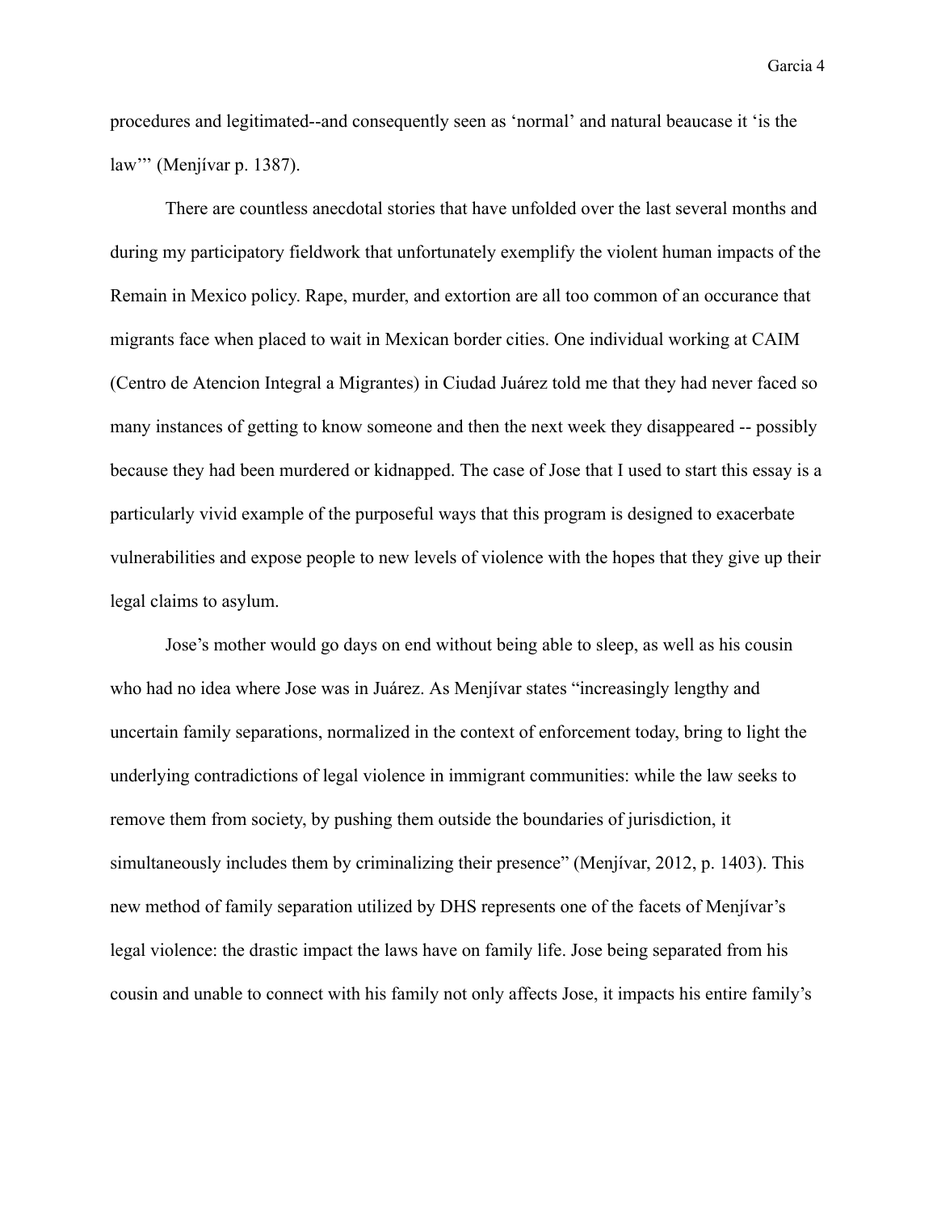procedures and legitimated--and consequently seen as 'normal' and natural beaucase it 'is the law'" (Menjívar p. 1387).

There are countless anecdotal stories that have unfolded over the last several months and during my participatory fieldwork that unfortunately exemplify the violent human impacts of the Remain in Mexico policy. Rape, murder, and extortion are all too common of an occurance that migrants face when placed to wait in Mexican border cities. One individual working at CAIM (Centro de Atencion Integral a Migrantes) in Ciudad Juárez told me that they had never faced so many instances of getting to know someone and then the next week they disappeared -- possibly because they had been murdered or kidnapped. The case of Jose that I used to start this essay is a particularly vivid example of the purposeful ways that this program is designed to exacerbate vulnerabilities and expose people to new levels of violence with the hopes that they give up their legal claims to asylum.

Jose's mother would go days on end without being able to sleep, as well as his cousin who had no idea where Jose was in Juárez. As Menjívar states "increasingly lengthy and uncertain family separations, normalized in the context of enforcement today, bring to light the underlying contradictions of legal violence in immigrant communities: while the law seeks to remove them from society, by pushing them outside the boundaries of jurisdiction, it simultaneously includes them by criminalizing their presence" (Menjívar, 2012, p. 1403). This new method of family separation utilized by DHS represents one of the facets of Menjívar's legal violence: the drastic impact the laws have on family life. Jose being separated from his cousin and unable to connect with his family not only affects Jose, it impacts his entire family's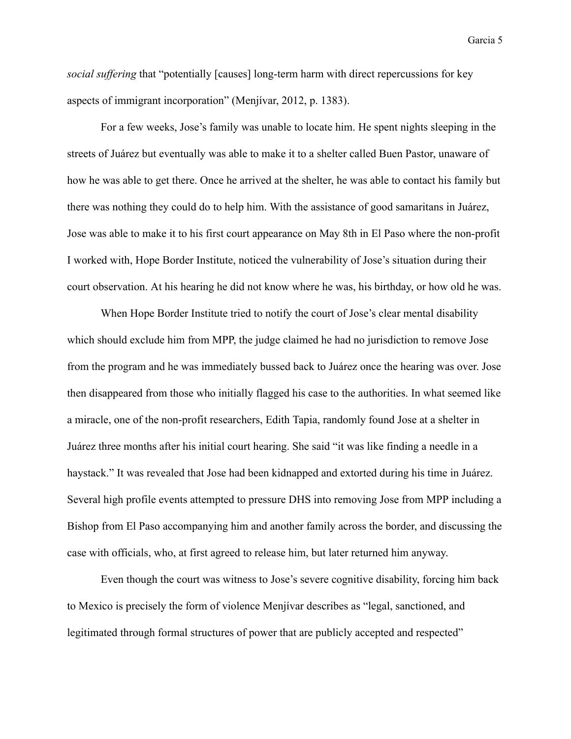*social suffering* that "potentially [causes] long-term harm with direct repercussions for key aspects of immigrant incorporation" (Menjívar, 2012, p. 1383).

For a few weeks, Jose's family was unable to locate him. He spent nights sleeping in the streets of Juárez but eventually was able to make it to a shelter called Buen Pastor, unaware of how he was able to get there. Once he arrived at the shelter, he was able to contact his family but there was nothing they could do to help him. With the assistance of good samaritans in Juárez, Jose was able to make it to his first court appearance on May 8th in El Paso where the non-profit I worked with, Hope Border Institute, noticed the vulnerability of Jose's situation during their court observation. At his hearing he did not know where he was, his birthday, or how old he was.

When Hope Border Institute tried to notify the court of Jose's clear mental disability which should exclude him from MPP, the judge claimed he had no jurisdiction to remove Jose from the program and he was immediately bussed back to Juárez once the hearing was over. Jose then disappeared from those who initially flagged his case to the authorities. In what seemed like a miracle, one of the non-profit researchers, Edith Tapia, randomly found Jose at a shelter in Juárez three months after his initial court hearing. She said "it was like finding a needle in a haystack." It was revealed that Jose had been kidnapped and extorted during his time in Juárez. Several high profile events attempted to pressure DHS into removing Jose from MPP including a Bishop from El Paso accompanying him and another family across the border, and discussing the case with officials, who, at first agreed to release him, but later returned him anyway.

Even though the court was witness to Jose's severe cognitive disability, forcing him back to Mexico is precisely the form of violence Menjívar describes as "legal, sanctioned, and legitimated through formal structures of power that are publicly accepted and respected"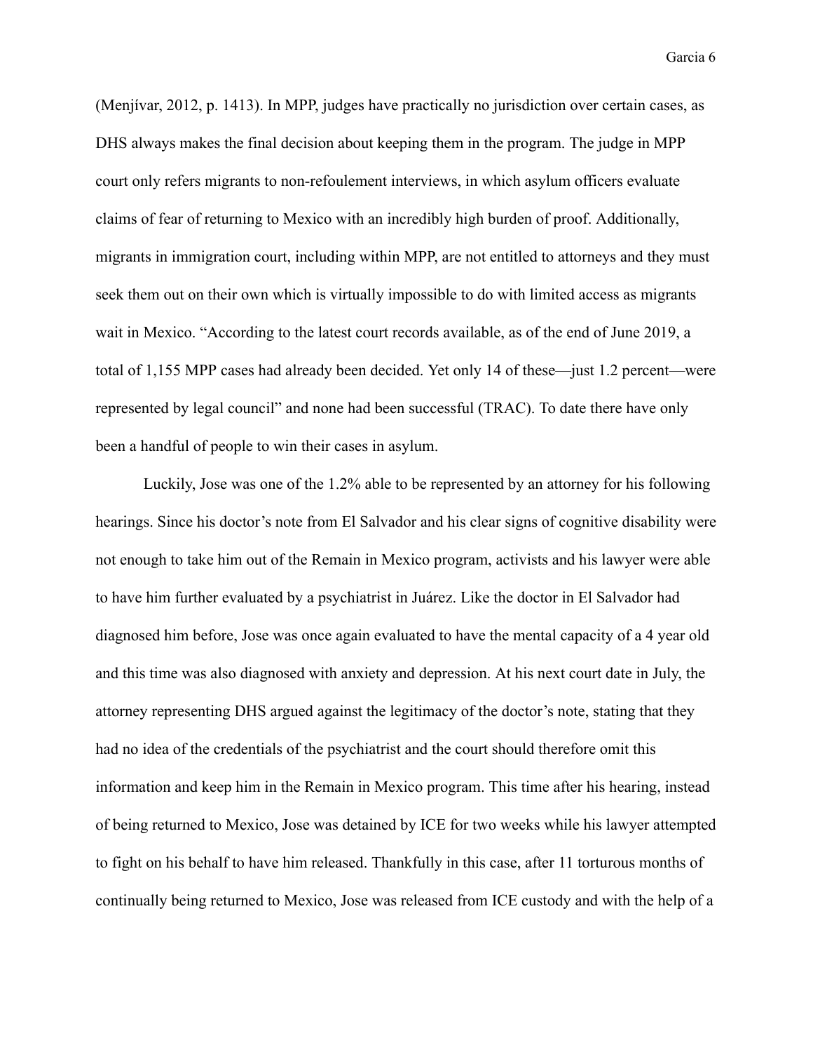(Menjívar, 2012, p. 1413). In MPP, judges have practically no jurisdiction over certain cases, as DHS always makes the final decision about keeping them in the program. The judge in MPP court only refers migrants to non-refoulement interviews, in which asylum officers evaluate claims of fear of returning to Mexico with an incredibly high burden of proof. Additionally, migrants in immigration court, including within MPP, are not entitled to attorneys and they must seek them out on their own which is virtually impossible to do with limited access as migrants wait in Mexico. "According to the latest court records available, as of the end of June 2019, a total of 1,155 MPP cases had already been decided. Yet only 14 of these—just 1.2 percent—were represented by legal council" and none had been successful (TRAC). To date there have only been a handful of people to win their cases in asylum.

Luckily, Jose was one of the 1.2% able to be represented by an attorney for his following hearings. Since his doctor's note from El Salvador and his clear signs of cognitive disability were not enough to take him out of the Remain in Mexico program, activists and his lawyer were able to have him further evaluated by a psychiatrist in Juárez. Like the doctor in El Salvador had diagnosed him before, Jose was once again evaluated to have the mental capacity of a 4 year old and this time was also diagnosed with anxiety and depression. At his next court date in July, the attorney representing DHS argued against the legitimacy of the doctor's note, stating that they had no idea of the credentials of the psychiatrist and the court should therefore omit this information and keep him in the Remain in Mexico program. This time after his hearing, instead of being returned to Mexico, Jose was detained by ICE for two weeks while his lawyer attempted to fight on his behalf to have him released. Thankfully in this case, after 11 torturous months of continually being returned to Mexico, Jose was released from ICE custody and with the help of a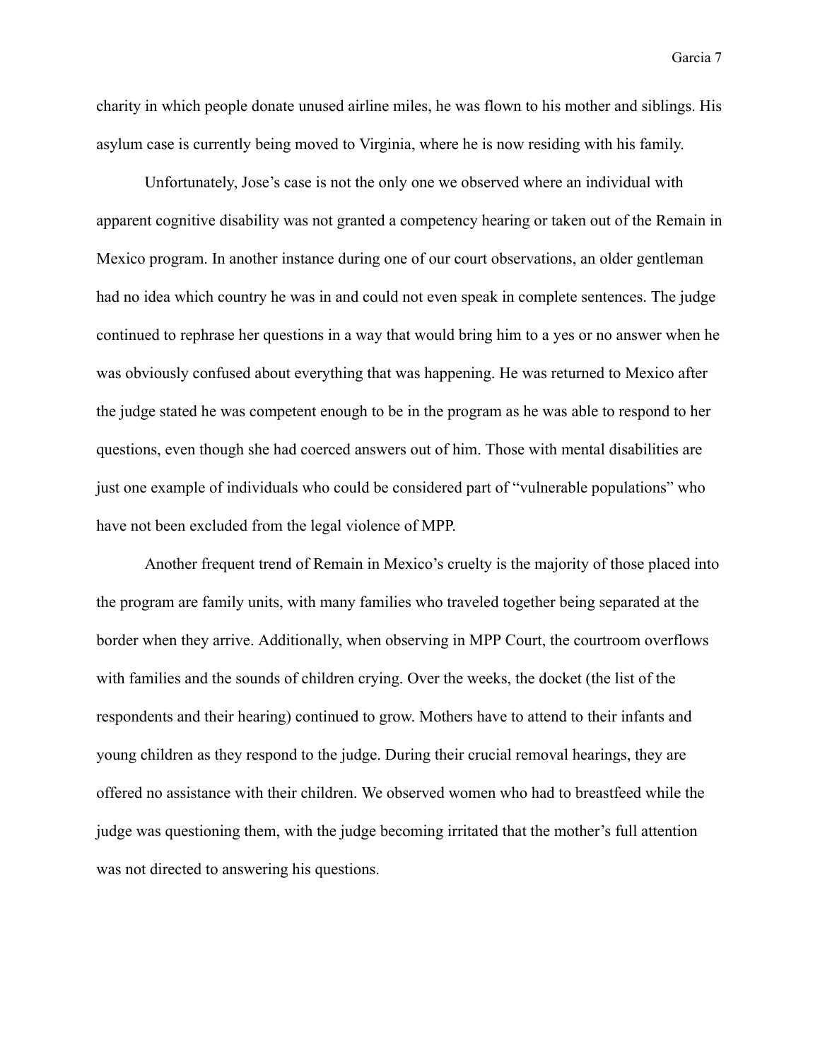charity in which people donate unused airline miles, he was flown to his mother and siblings. His asylum case is currently being moved to Virginia, where he is now residing with his family.

Unfortunately, Jose's case is not the only one we observed where an individual with apparent cognitive disability was not granted a competency hearing or taken out of the Remain in Mexico program. In another instance during one of our court observations, an older gentleman had no idea which country he was in and could not even speak in complete sentences. The judge continued to rephrase her questions in a way that would bring him to a yes or no answer when he was obviously confused about everything that was happening. He was returned to Mexico after the judge stated he was competent enough to be in the program as he was able to respond to her questions, even though she had coerced answers out of him. Those with mental disabilities are just one example of individuals who could be considered part of "vulnerable populations" who have not been excluded from the legal violence of MPP.

Another frequent trend of Remain in Mexico's cruelty is the majority of those placed into the program are family units, with many families who traveled together being separated at the border when they arrive. Additionally, when observing in MPP Court, the courtroom overflows with families and the sounds of children crying. Over the weeks, the docket (the list of the respondents and their hearing) continued to grow. Mothers have to attend to their infants and young children as they respond to the judge. During their crucial removal hearings, they are offered no assistance with their children. We observed women who had to breastfeed while the judge was questioning them, with the judge becoming irritated that the mother's full attention was not directed to answering his questions.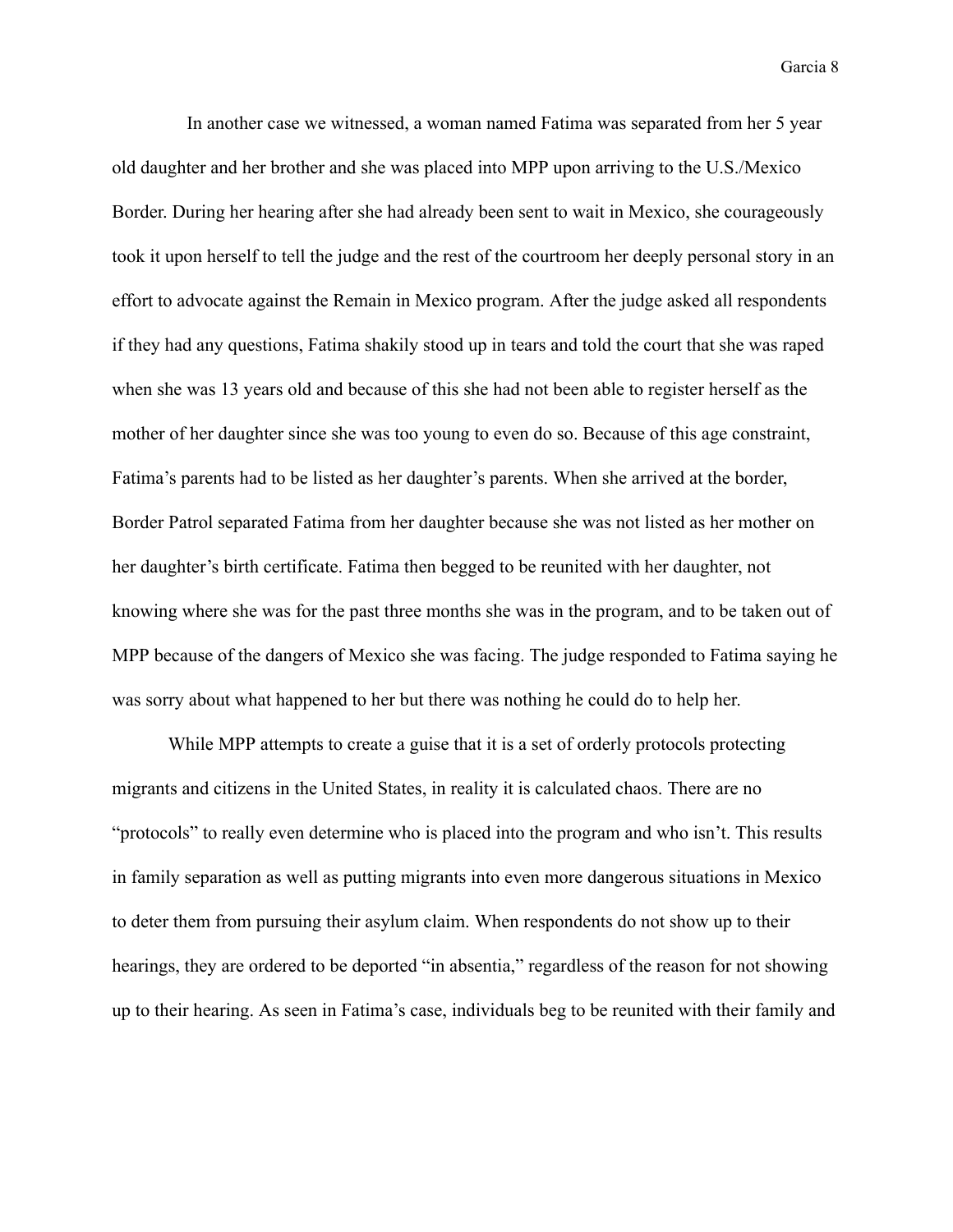In another case we witnessed, a woman named Fatima was separated from her 5 year old daughter and her brother and she was placed into MPP upon arriving to the U.S./Mexico Border. During her hearing after she had already been sent to wait in Mexico, she courageously took it upon herself to tell the judge and the rest of the courtroom her deeply personal story in an effort to advocate against the Remain in Mexico program. After the judge asked all respondents if they had any questions, Fatima shakily stood up in tears and told the court that she was raped when she was 13 years old and because of this she had not been able to register herself as the mother of her daughter since she was too young to even do so. Because of this age constraint, Fatima's parents had to be listed as her daughter's parents. When she arrived at the border, Border Patrol separated Fatima from her daughter because she was not listed as her mother on her daughter's birth certificate. Fatima then begged to be reunited with her daughter, not knowing where she was for the past three months she was in the program, and to be taken out of MPP because of the dangers of Mexico she was facing. The judge responded to Fatima saying he was sorry about what happened to her but there was nothing he could do to help her.

While MPP attempts to create a guise that it is a set of orderly protocols protecting migrants and citizens in the United States, in reality it is calculated chaos. There are no "protocols" to really even determine who is placed into the program and who isn't. This results in family separation as well as putting migrants into even more dangerous situations in Mexico to deter them from pursuing their asylum claim. When respondents do not show up to their hearings, they are ordered to be deported "in absentia," regardless of the reason for not showing up to their hearing. As seen in Fatima's case, individuals beg to be reunited with their family and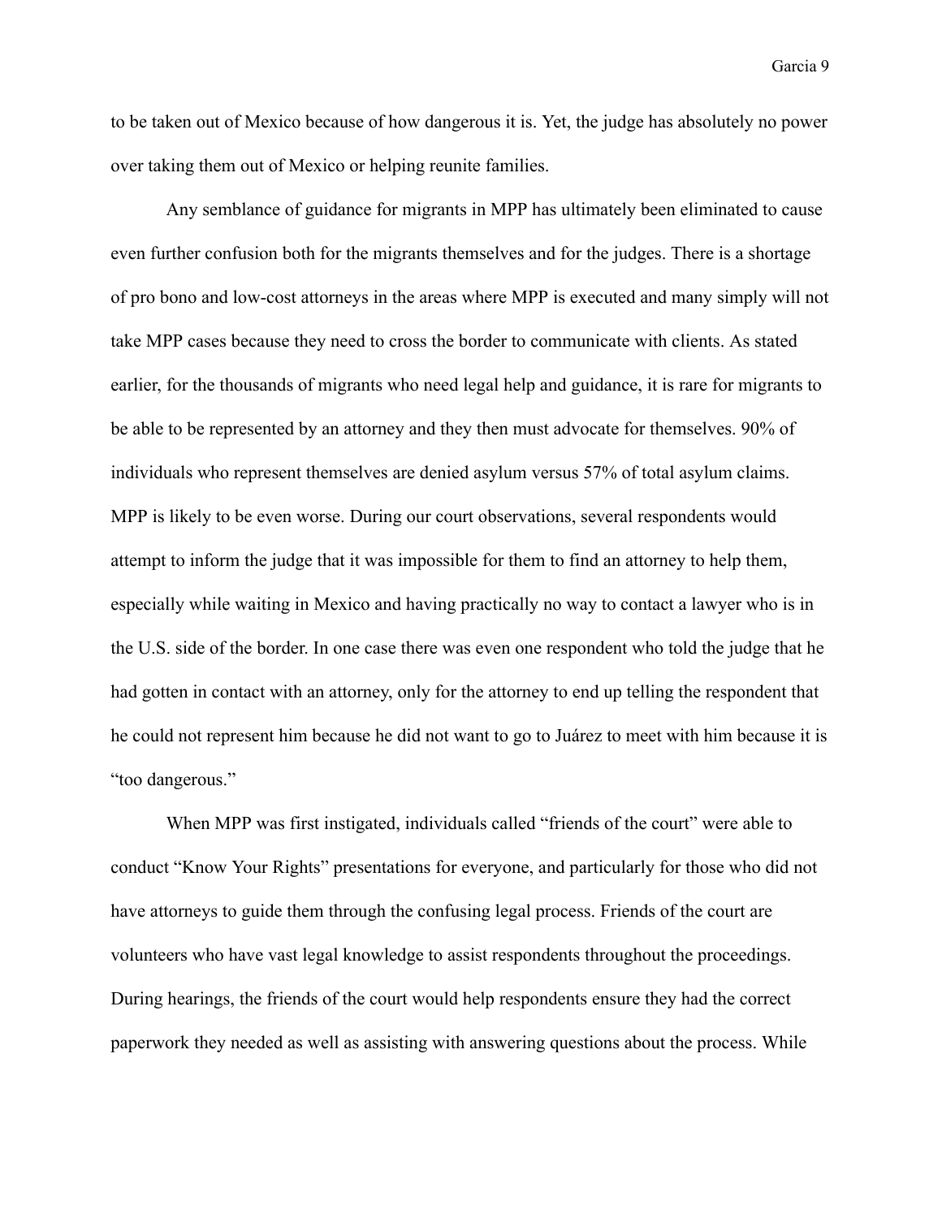to be taken out of Mexico because of how dangerous it is. Yet, the judge has absolutely no power over taking them out of Mexico or helping reunite families.

Any semblance of guidance for migrants in MPP has ultimately been eliminated to cause even further confusion both for the migrants themselves and for the judges. There is a shortage of pro bono and low-cost attorneys in the areas where MPP is executed and many simply will not take MPP cases because they need to cross the border to communicate with clients. As stated earlier, for the thousands of migrants who need legal help and guidance, it is rare for migrants to be able to be represented by an attorney and they then must advocate for themselves. 90% of individuals who represent themselves are denied asylum versus 57% of total asylum claims. MPP is likely to be even worse. During our court observations, several respondents would attempt to inform the judge that it was impossible for them to find an attorney to help them, especially while waiting in Mexico and having practically no way to contact a lawyer who is in the U.S. side of the border. In one case there was even one respondent who told the judge that he had gotten in contact with an attorney, only for the attorney to end up telling the respondent that he could not represent him because he did not want to go to Juárez to meet with him because it is "too dangerous."

When MPP was first instigated, individuals called "friends of the court" were able to conduct "Know Your Rights" presentations for everyone, and particularly for those who did not have attorneys to guide them through the confusing legal process. Friends of the court are volunteers who have vast legal knowledge to assist respondents throughout the proceedings. During hearings, the friends of the court would help respondents ensure they had the correct paperwork they needed as well as assisting with answering questions about the process. While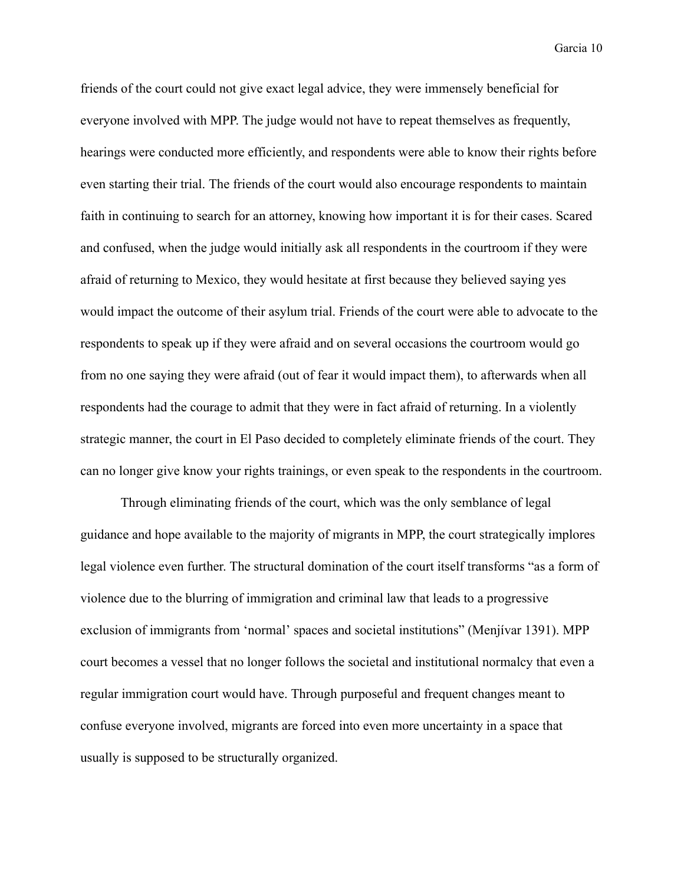friends of the court could not give exact legal advice, they were immensely beneficial for everyone involved with MPP. The judge would not have to repeat themselves as frequently, hearings were conducted more efficiently, and respondents were able to know their rights before even starting their trial. The friends of the court would also encourage respondents to maintain faith in continuing to search for an attorney, knowing how important it is for their cases. Scared and confused, when the judge would initially ask all respondents in the courtroom if they were afraid of returning to Mexico, they would hesitate at first because they believed saying yes would impact the outcome of their asylum trial. Friends of the court were able to advocate to the respondents to speak up if they were afraid and on several occasions the courtroom would go from no one saying they were afraid (out of fear it would impact them), to afterwards when all respondents had the courage to admit that they were in fact afraid of returning. In a violently strategic manner, the court in El Paso decided to completely eliminate friends of the court. They can no longer give know your rights trainings, or even speak to the respondents in the courtroom.

Through eliminating friends of the court, which was the only semblance of legal guidance and hope available to the majority of migrants in MPP, the court strategically implores legal violence even further. The structural domination of the court itself transforms "as a form of violence due to the blurring of immigration and criminal law that leads to a progressive exclusion of immigrants from 'normal' spaces and societal institutions" (Menjívar 1391). MPP court becomes a vessel that no longer follows the societal and institutional normalcy that even a regular immigration court would have. Through purposeful and frequent changes meant to confuse everyone involved, migrants are forced into even more uncertainty in a space that usually is supposed to be structurally organized.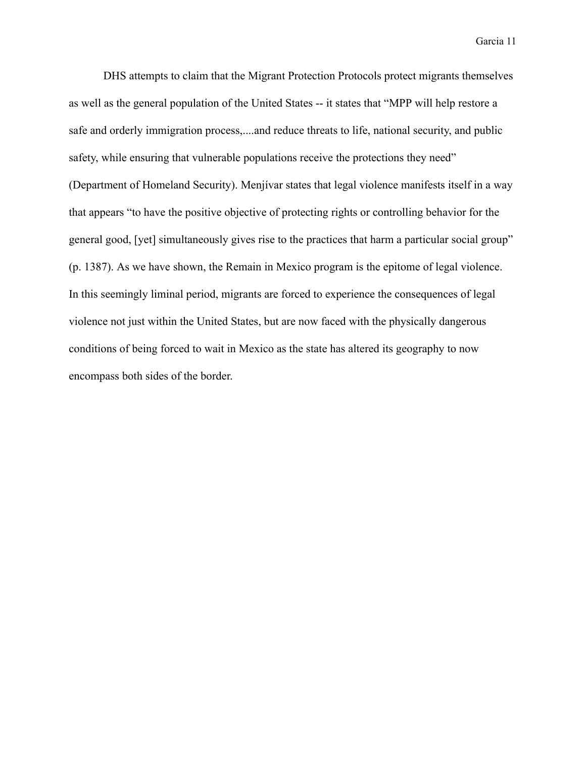DHS attempts to claim that the Migrant Protection Protocols protect migrants themselves as well as the general population of the United States -- it states that "MPP will help restore a safe and orderly immigration process,....and reduce threats to life, national security, and public safety, while ensuring that vulnerable populations receive the protections they need" (Department of Homeland Security). Menjívar states that legal violence manifests itself in a way that appears "to have the positive objective of protecting rights or controlling behavior for the general good, [yet] simultaneously gives rise to the practices that harm a particular social group" (p. 1387). As we have shown, the Remain in Mexico program is the epitome of legal violence. In this seemingly liminal period, migrants are forced to experience the consequences of legal violence not just within the United States, but are now faced with the physically dangerous conditions of being forced to wait in Mexico as the state has altered its geography to now encompass both sides of the border.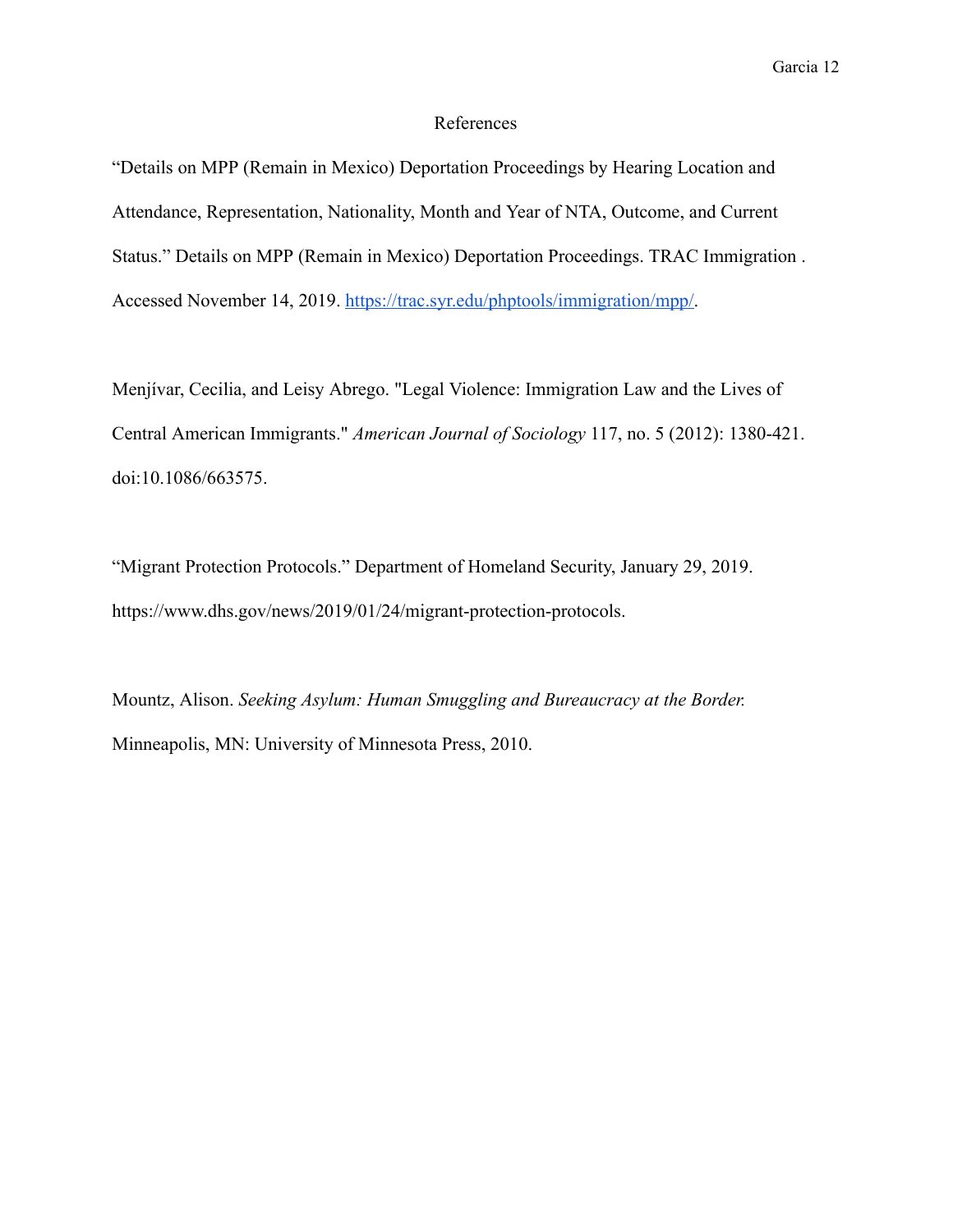# References

“Details on MPP (Remain in Mexico) Deportation Proceedings by Hearing Location and Attendance, Representation, Nationality, Month and Year of NTA, Outcome, and Current Status.” Details on MPP (Remain in Mexico) Deportation Proceedings. TRAC Immigration . Accessed November 14, 2019. https://trac.syr.edu/phptools/immigration/mpp/.

Menjívar, Cecilia, and Leisy Abrego. "Legal Violence: Immigration Law and the Lives of Central American Immigrants." *American Journal of Sociology* 117, no. 5 (2012): 1380-421. doi:10.1086/663575.

“Migrant Protection Protocols.” Department of Homeland Security, January 29, 2019. https://www.dhs.gov/news/2019/01/24/migrant-protection-protocols.

Mountz, Alison. *Seeking Asylum: Human Smuggling and Bureaucracy at the Border.* Minneapolis, MN: University of Minnesota Press, 2010.